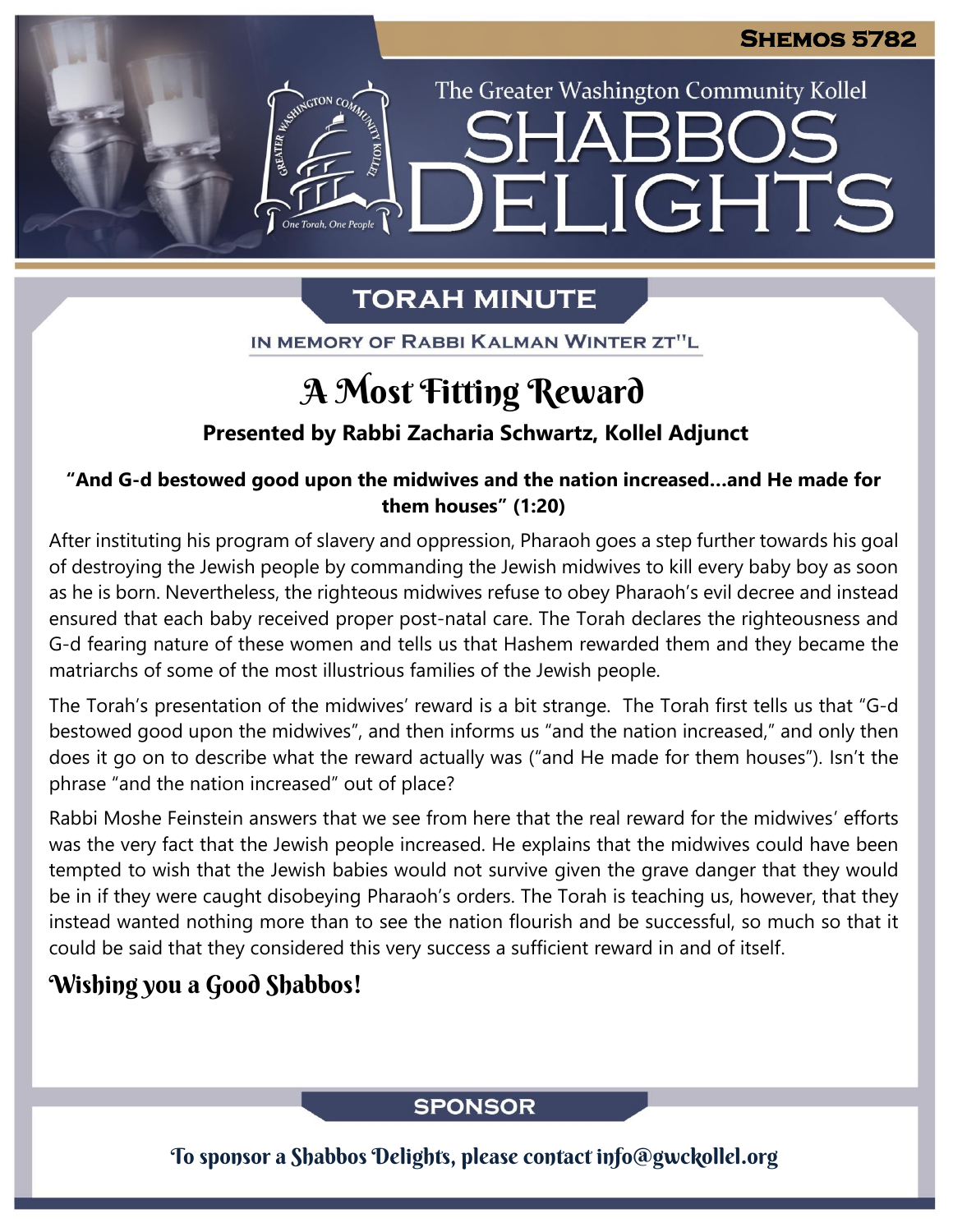**Shemos 5782**

The Greater Washington Community Kollel

# Shabbos Delights

## Torah Minute

In Memory of Rabbi Kalman Winter zt"l

# A Most Fitting Reward

**Presented by Rabbi Zacharia Schwartz, Kollel Adjunct**

**"And G-d bestowed good upon the midwives and the nation increased…and He made for them houses" (1:20)**

After instituting his program of slavery and oppression, Pharaoh goes a step further towards his goal of destroying the Jewish people by commanding the Jewish midwives to kill every baby boy as soon as he is born. Nevertheless, the righteous midwives refuse to obey Pharaoh's evil decree and instead ensured that each baby received proper post-natal care. The Torah declares the righteousness and G-d fearing nature of these women and tells us that Hashem rewarded them and they became the matriarchs of some of the most illustrious families of the Jewish people.

The Torah's presentation of the midwives' reward is a bit strange. The Torah first tells us that "G-d bestowed good upon the midwives", and then informs us "and the nation increased," and only then does it go on to describe what the reward actually was ("and He made for them houses"). Isn't the phrase "and the nation increased" out of place?

Rabbi Moshe Feinstein answers that we see from here that the real reward for the midwives' efforts was the very fact that the Jewish people increased. He explains that the midwives could have been tempted to wish that the Jewish babies would not survive given the grave danger that they would be in if they were caught disobeying Pharaoh's orders. The Torah is teaching us, however, that they instead wanted nothing more than to see the nation flourish and be successful, so much so that it could be said that they considered this very success a sufficient reward in and of itself.

**Wishing you a Good Shabbos!**

## Sponsor

To sponsor a Shabbos Delights, please contact info@gwckollel.org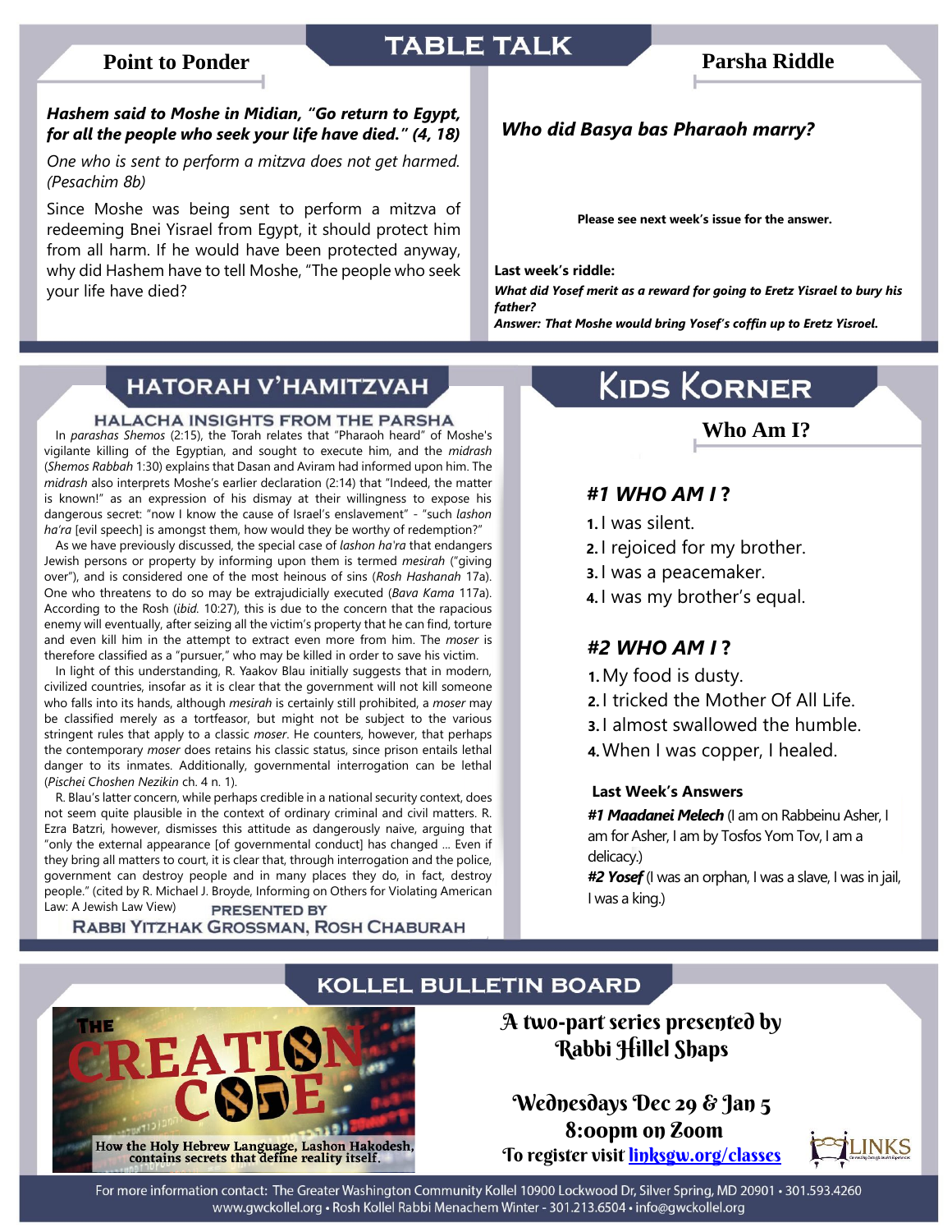# TABLE TALK

## Point to Ponder

***Hashem said to Moshe in Midian, "Go return to Egypt, for all the people who seek your life have died." (4, 18)***

*One who is sent to perform a mitzva does not get harmed. (Pesachim 8b)*

Since Moshe was being sent to perform a mitzva of redeeming Bnei Yisrael from Egypt, it should protect him from all harm. If he would have been protected anyway, why did Hashem have to tell Moshe, "The people who seek your life have died?

## Parsha Riddle

***Who did Basya bas Pharaoh marry?***

**Please see next week's issue for the answer.**

**Last week's riddle:**

***What did Yosef merit as a reward for going to Eretz Yisrael to bury his father?***

***Answer: That Moshe would bring Yosef's coffin up to Eretz Yisroel.***

# HATORAH V'HAMITZVAH

## HALACHA INSIGHTS FROM THE PARSHA

In *parashas Shemos* (2:15), the Torah relates that "Pharaoh heard" of Moshe's vigilante killing of the Egyptian, and sought to execute him, and the *midrash* (*Shemos Rabbah* 1:30) explains that Dasan and Aviram had informed upon him. The *midrash* also interprets Moshe's earlier declaration (2:14) that "Indeed, the matter is known!" as an expression of his dismay at their willingness to expose his dangerous secret: "now I know the cause of Israel's enslavement" - "such *lashon ha'ra* [evil speech] is amongst them, how would they be worthy of redemption?"

As we have previously discussed, the special case of *lashon ha'ra* that endangers Jewish persons or property by informing upon them is termed *mesirah* ("giving over"), and is considered one of the most heinous of sins (*Rosh Hashanah* 17a). One who threatens to do so may be extrajudicially executed (*Bava Kama* 117a). According to the Rosh (*ibid.* 10:27), this is due to the concern that the rapacious enemy will eventually, after seizing all the victim's property that he can find, torture and even kill him in the attempt to extract even more from him. The *moser* is therefore classified as a "pursuer," who may be killed in order to save his victim.

In light of this understanding, R. Yaakov Blau initially suggests that in modern, civilized countries, insofar as it is clear that the government will not kill someone who falls into its hands, although *mesirah* is certainly still prohibited, a *moser* may be classified merely as a tortfeasor, but might not be subject to the various stringent rules that apply to a classic *moser*. He counters, however, that perhaps the contemporary *moser* does retains his classic status, since prison entails lethal danger to its inmates. Additionally, governmental interrogation can be lethal (*Pischei Choshen Nezikin* ch. 4 n. 1).

R. Blau's latter concern, while perhaps credible in a national security context, does not seem quite plausible in the context of ordinary criminal and civil matters. R. Ezra Batzri, however, dismisses this attitude as dangerously naive, arguing that "only the external appearance [of governmental conduct] has changed ... Even if they bring all matters to court, it is clear that, through interrogation and the police, government can destroy people and in many places they do, in fact, destroy people." (cited by R. Michael J. Broyde, Informing on Others for Violating American Law: A Jewish Law View)

PRESENTED BY
RABBI YITZHAK GROSSMAN, ROSH CHABURAH

# KIDS KORNER

## Who Am I?

### #1 WHO AM I ?

1. I was silent.
2. I rejoiced for my brother.
3. I was a peacemaker.
4. I was my brother's equal.

### #2 WHO AM I ?

1. My food is dusty.
2. I tricked the Mother Of All Life.
3. I almost swallowed the humble.
4. When I was copper, I healed.

**Last Week's Answers**

***#1 Maadanei Melech*** (I am on Rabbeinu Asher, I am for Asher, I am by Tosfos Yom Tov, I am a delicacy.)

***#2 Yosef*** (I was an orphan, I was a slave, I was in jail, I was a king.)

# KOLLEL BULLETIN BOARD

THE CREATION CODE

How the Holy Hebrew Language, Lashon Hakodesh, contains secrets that define reality itself.

A two-part series presented by Rabbi Hillel Shaps

Wednesdays Dec 29 & Jan 5
8:00pm on Zoom
To register visit linksgw.org/classes

LINKS

For more information contact: The Greater Washington Community Kollel 10900 Lockwood Dr, Silver Spring, MD 20901 • 301.593.4260
www.gwckollel.org • Rosh Kollel Rabbi Menachem Winter - 301.213.6504 • info@gwckollel.org